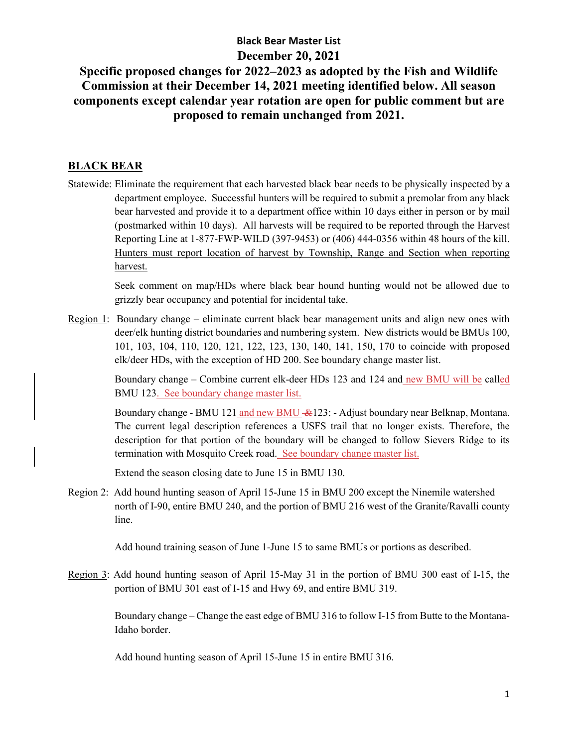**Black Bear Master List**

**December 20, 2021**

**Specific proposed changes for 2022–2023 as adopted by the Fish and Wildlife Commission at their December 14, 2021 meeting identified below. All season components except calendar year rotation are open for public comment but are proposed to remain unchanged from 2021.**

## BLACK BEAR

Statewide: Eliminate the requirement that each harvested black bear needs to be physically inspected by a department employee. Successful hunters will be required to submit a premolar from any black bear harvested and provide it to a department office within 10 days either in person or by mail (postmarked within 10 days). All harvests will be required to be reported through the Harvest Reporting Line at 1-877-FWP-WILD (397-9453) or (406) 444-0356 within 48 hours of the kill. Hunters must report location of harvest by Township, Range and Section when reporting harvest.

Seek comment on map/HDs where black bear hound hunting would not be allowed due to grizzly bear occupancy and potential for incidental take.

Region 1: Boundary change – eliminate current black bear management units and align new ones with deer/elk hunting district boundaries and numbering system. New districts would be BMUs 100, 101, 103, 104, 110, 120, 121, 122, 123, 130, 140, 141, 150, 170 to coincide with proposed elk/deer HDs, with the exception of HD 200. See boundary change master list.

Boundary change – Combine current elk-deer HDs 123 and 124 and new BMU will be called BMU 123. See boundary change master list.

Boundary change - BMU 121 and new BMU ~~&~~123: - Adjust boundary near Belknap, Montana. The current legal description references a USFS trail that no longer exists. Therefore, the description for that portion of the boundary will be changed to follow Sievers Ridge to its termination with Mosquito Creek road. See boundary change master list.

Extend the season closing date to June 15 in BMU 130.

Region 2: Add hound hunting season of April 15-June 15 in BMU 200 except the Ninemile watershed north of I-90, entire BMU 240, and the portion of BMU 216 west of the Granite/Ravalli county line.

Add hound training season of June 1-June 15 to same BMUs or portions as described.

Region 3: Add hound hunting season of April 15-May 31 in the portion of BMU 300 east of I-15, the portion of BMU 301 east of I-15 and Hwy 69, and entire BMU 319.

Boundary change – Change the east edge of BMU 316 to follow I-15 from Butte to the Montana-Idaho border.

Add hound hunting season of April 15-June 15 in entire BMU 316.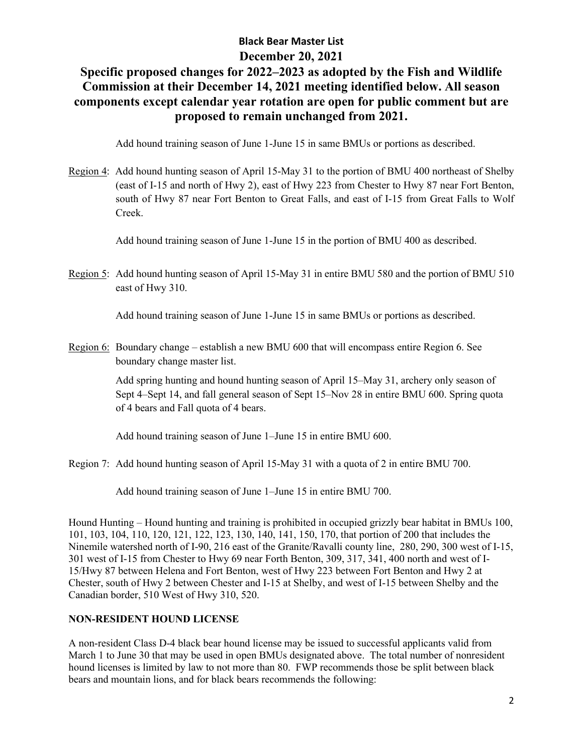**Black Bear Master List**

**December 20, 2021**

**Specific proposed changes for 2022–2023 as adopted by the Fish and Wildlife Commission at their December 14, 2021 meeting identified below. All season components except calendar year rotation are open for public comment but are proposed to remain unchanged from 2021.**

Add hound training season of June 1-June 15 in same BMUs or portions as described.

Region 4: Add hound hunting season of April 15-May 31 to the portion of BMU 400 northeast of Shelby (east of I-15 and north of Hwy 2), east of Hwy 223 from Chester to Hwy 87 near Fort Benton, south of Hwy 87 near Fort Benton to Great Falls, and east of I-15 from Great Falls to Wolf Creek.

Add hound training season of June 1-June 15 in the portion of BMU 400 as described.

Region 5: Add hound hunting season of April 15-May 31 in entire BMU 580 and the portion of BMU 510 east of Hwy 310.

Add hound training season of June 1-June 15 in same BMUs or portions as described.

Region 6: Boundary change – establish a new BMU 600 that will encompass entire Region 6. See boundary change master list.

Add spring hunting and hound hunting season of April 15–May 31, archery only season of Sept 4–Sept 14, and fall general season of Sept 15–Nov 28 in entire BMU 600. Spring quota of 4 bears and Fall quota of 4 bears.

Add hound training season of June 1–June 15 in entire BMU 600.

Region 7: Add hound hunting season of April 15-May 31 with a quota of 2 in entire BMU 700.

Add hound training season of June 1–June 15 in entire BMU 700.

Hound Hunting – Hound hunting and training is prohibited in occupied grizzly bear habitat in BMUs 100, 101, 103, 104, 110, 120, 121, 122, 123, 130, 140, 141, 150, 170, that portion of 200 that includes the Ninemile watershed north of I-90, 216 east of the Granite/Ravalli county line, 280, 290, 300 west of I-15, 301 west of I-15 from Chester to Hwy 69 near Forth Benton, 309, 317, 341, 400 north and west of I-15/Hwy 87 between Helena and Fort Benton, west of Hwy 223 between Fort Benton and Hwy 2 at Chester, south of Hwy 2 between Chester and I-15 at Shelby, and west of I-15 between Shelby and the Canadian border, 510 West of Hwy 310, 520.

**NON-RESIDENT HOUND LICENSE**

A non-resident Class D-4 black bear hound license may be issued to successful applicants valid from March 1 to June 30 that may be used in open BMUs designated above. The total number of nonresident hound licenses is limited by law to not more than 80. FWP recommends those be split between black bears and mountain lions, and for black bears recommends the following: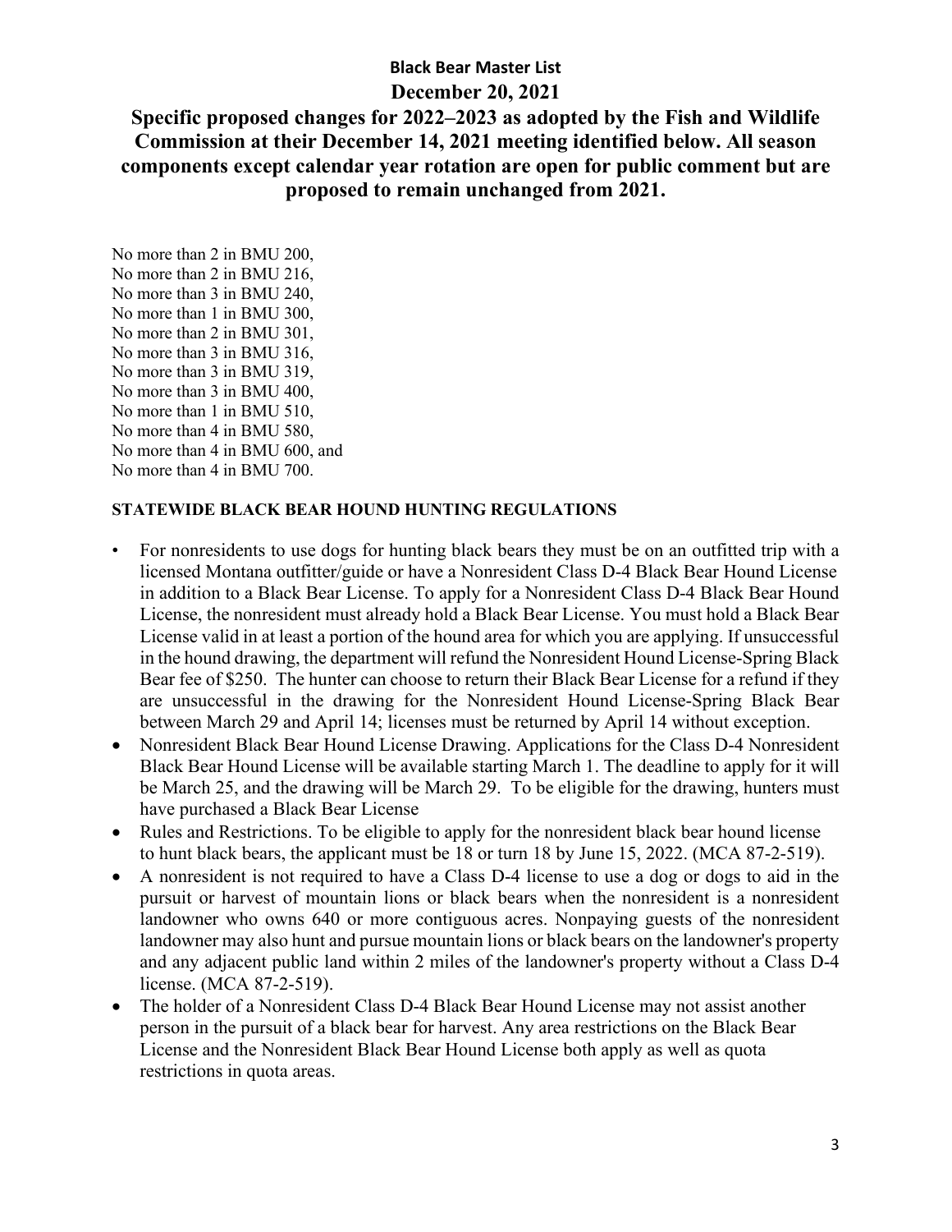**Black Bear Master List**

**December 20, 2021**

**Specific proposed changes for 2022–2023 as adopted by the Fish and Wildlife Commission at their December 14, 2021 meeting identified below. All season components except calendar year rotation are open for public comment but are proposed to remain unchanged from 2021.**

No more than 2 in BMU 200,
No more than 2 in BMU 216,
No more than 3 in BMU 240,
No more than 1 in BMU 300,
No more than 2 in BMU 301,
No more than 3 in BMU 316,
No more than 3 in BMU 319,
No more than 3 in BMU 400,
No more than 1 in BMU 510,
No more than 4 in BMU 580,
No more than 4 in BMU 600, and
No more than 4 in BMU 700.

**STATEWIDE BLACK BEAR HOUND HUNTING REGULATIONS**

- For nonresidents to use dogs for hunting black bears they must be on an outfitted trip with a licensed Montana outfitter/guide or have a Nonresident Class D-4 Black Bear Hound License in addition to a Black Bear License. To apply for a Nonresident Class D-4 Black Bear Hound License, the nonresident must already hold a Black Bear License. You must hold a Black Bear License valid in at least a portion of the hound area for which you are applying. If unsuccessful in the hound drawing, the department will refund the Nonresident Hound License-Spring Black Bear fee of $250. The hunter can choose to return their Black Bear License for a refund if they are unsuccessful in the drawing for the Nonresident Hound License-Spring Black Bear between March 29 and April 14; licenses must be returned by April 14 without exception.
- Nonresident Black Bear Hound License Drawing. Applications for the Class D-4 Nonresident Black Bear Hound License will be available starting March 1. The deadline to apply for it will be March 25, and the drawing will be March 29. To be eligible for the drawing, hunters must have purchased a Black Bear License
- Rules and Restrictions. To be eligible to apply for the nonresident black bear hound license to hunt black bears, the applicant must be 18 or turn 18 by June 15, 2022. (MCA 87-2-519).
- A nonresident is not required to have a Class D-4 license to use a dog or dogs to aid in the pursuit or harvest of mountain lions or black bears when the nonresident is a nonresident landowner who owns 640 or more contiguous acres. Nonpaying guests of the nonresident landowner may also hunt and pursue mountain lions or black bears on the landowner's property and any adjacent public land within 2 miles of the landowner's property without a Class D-4 license. (MCA 87-2-519).
- The holder of a Nonresident Class D-4 Black Bear Hound License may not assist another person in the pursuit of a black bear for harvest. Any area restrictions on the Black Bear License and the Nonresident Black Bear Hound License both apply as well as quota restrictions in quota areas.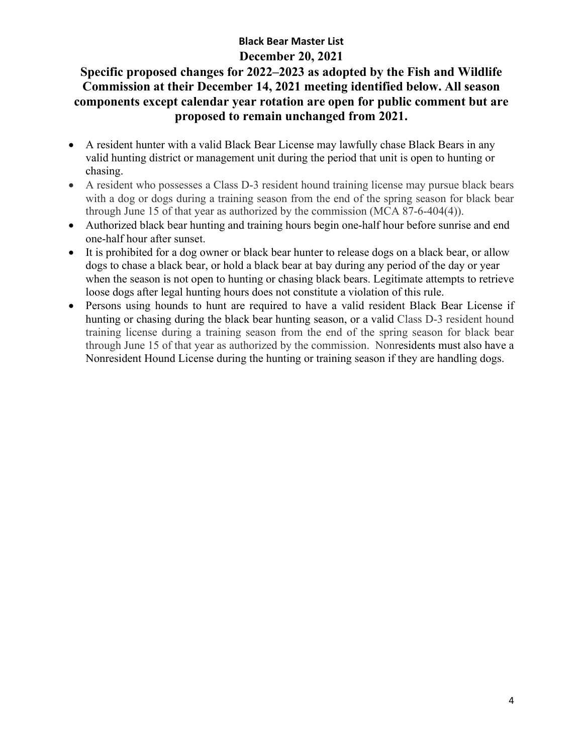**Black Bear Master List**

**December 20, 2021**

**Specific proposed changes for 2022–2023 as adopted by the Fish and Wildlife Commission at their December 14, 2021 meeting identified below. All season components except calendar year rotation are open for public comment but are proposed to remain unchanged from 2021.**

- A resident hunter with a valid Black Bear License may lawfully chase Black Bears in any valid hunting district or management unit during the period that unit is open to hunting or chasing.
- A resident who possesses a Class D-3 resident hound training license may pursue black bears with a dog or dogs during a training season from the end of the spring season for black bear through June 15 of that year as authorized by the commission (MCA 87-6-404(4)).
- Authorized black bear hunting and training hours begin one-half hour before sunrise and end one-half hour after sunset.
- It is prohibited for a dog owner or black bear hunter to release dogs on a black bear, or allow dogs to chase a black bear, or hold a black bear at bay during any period of the day or year when the season is not open to hunting or chasing black bears. Legitimate attempts to retrieve loose dogs after legal hunting hours does not constitute a violation of this rule.
- Persons using hounds to hunt are required to have a valid resident Black Bear License if hunting or chasing during the black bear hunting season, or a valid Class D-3 resident hound training license during a training season from the end of the spring season for black bear through June 15 of that year as authorized by the commission. Nonresidents must also have a Nonresident Hound License during the hunting or training season if they are handling dogs.